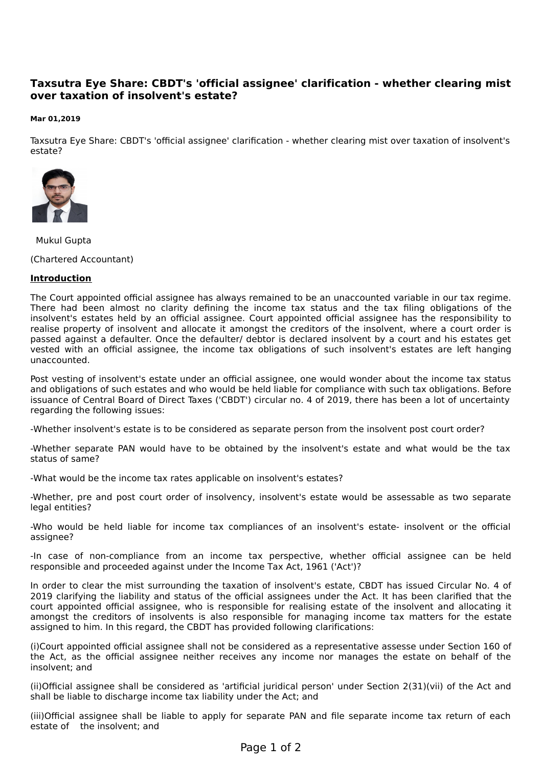# Taxsutra Eye Share: CBDT's 'official assignee' clarification - whether clearing mist over taxation of insolvent's estate?

**Mar 01,2019**

Taxsutra Eye Share: CBDT's 'official assignee' clarification - whether clearing mist over taxation of insolvent's estate?

Mukul Gupta

(Chartered Accountant)

**Introduction**

The Court appointed official assignee has always remained to be an unaccounted variable in our tax regime. There had been almost no clarity defining the income tax status and the tax filing obligations of the insolvent's estates held by an official assignee. Court appointed official assignee has the responsibility to realise property of insolvent and allocate it amongst the creditors of the insolvent, where a court order is passed against a defaulter. Once the defaulter/ debtor is declared insolvent by a court and his estates get vested with an official assignee, the income tax obligations of such insolvent's estates are left hanging unaccounted.

Post vesting of insolvent's estate under an official assignee, one would wonder about the income tax status and obligations of such estates and who would be held liable for compliance with such tax obligations. Before issuance of Central Board of Direct Taxes ('CBDT') circular no. 4 of 2019, there has been a lot of uncertainty regarding the following issues:

-Whether insolvent's estate is to be considered as separate person from the insolvent post court order?

-Whether separate PAN would have to be obtained by the insolvent's estate and what would be the tax status of same?

-What would be the income tax rates applicable on insolvent's estates?

-Whether, pre and post court order of insolvency, insolvent's estate would be assessable as two separate legal entities?

-Who would be held liable for income tax compliances of an insolvent's estate- insolvent or the official assignee?

-In case of non-compliance from an income tax perspective, whether official assignee can be held responsible and proceeded against under the Income Tax Act, 1961 ('Act')?

In order to clear the mist surrounding the taxation of insolvent's estate, CBDT has issued Circular No. 4 of 2019 clarifying the liability and status of the official assignees under the Act. It has been clarified that the court appointed official assignee, who is responsible for realising estate of the insolvent and allocating it amongst the creditors of insolvents is also responsible for managing income tax matters for the estate assigned to him. In this regard, the CBDT has provided following clarifications:

(i)Court appointed official assignee shall not be considered as a representative assesse under Section 160 of the Act, as the official assignee neither receives any income nor manages the estate on behalf of the insolvent; and

(ii)Official assignee shall be considered as 'artificial juridical person' under Section 2(31)(vii) of the Act and shall be liable to discharge income tax liability under the Act; and

(iii)Official assignee shall be liable to apply for separate PAN and file separate income tax return of each estate of the insolvent; and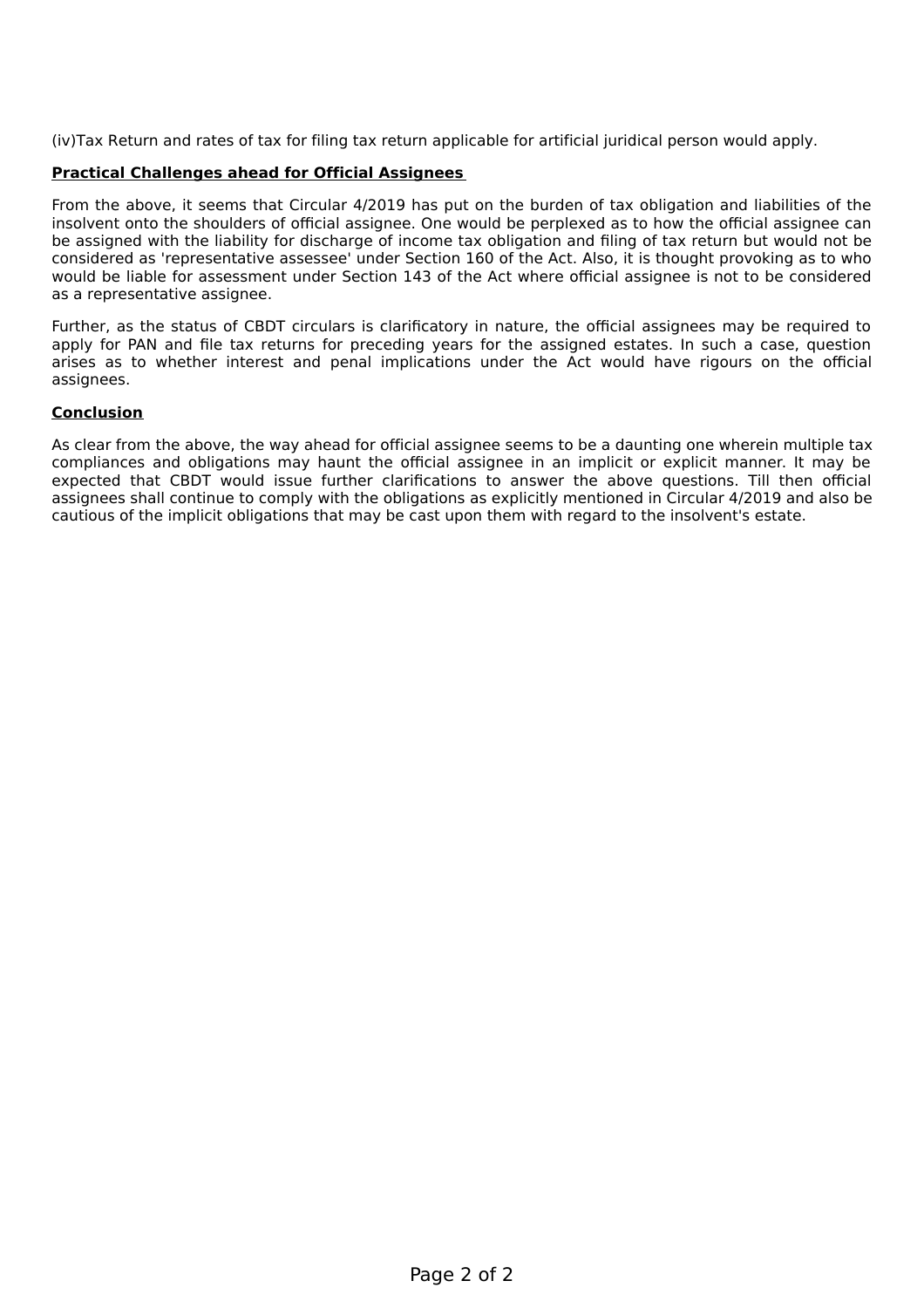(iv)Tax Return and rates of tax for filing tax return applicable for artificial juridical person would apply.

**Practical Challenges ahead for Official Assignees**

From the above, it seems that Circular 4/2019 has put on the burden of tax obligation and liabilities of the insolvent onto the shoulders of official assignee. One would be perplexed as to how the official assignee can be assigned with the liability for discharge of income tax obligation and filing of tax return but would not be considered as 'representative assessee' under Section 160 of the Act. Also, it is thought provoking as to who would be liable for assessment under Section 143 of the Act where official assignee is not to be considered as a representative assignee.

Further, as the status of CBDT circulars is clarificatory in nature, the official assignees may be required to apply for PAN and file tax returns for preceding years for the assigned estates. In such a case, question arises as to whether interest and penal implications under the Act would have rigours on the official assignees.

**Conclusion**

As clear from the above, the way ahead for official assignee seems to be a daunting one wherein multiple tax compliances and obligations may haunt the official assignee in an implicit or explicit manner. It may be expected that CBDT would issue further clarifications to answer the above questions. Till then official assignees shall continue to comply with the obligations as explicitly mentioned in Circular 4/2019 and also be cautious of the implicit obligations that may be cast upon them with regard to the insolvent's estate.